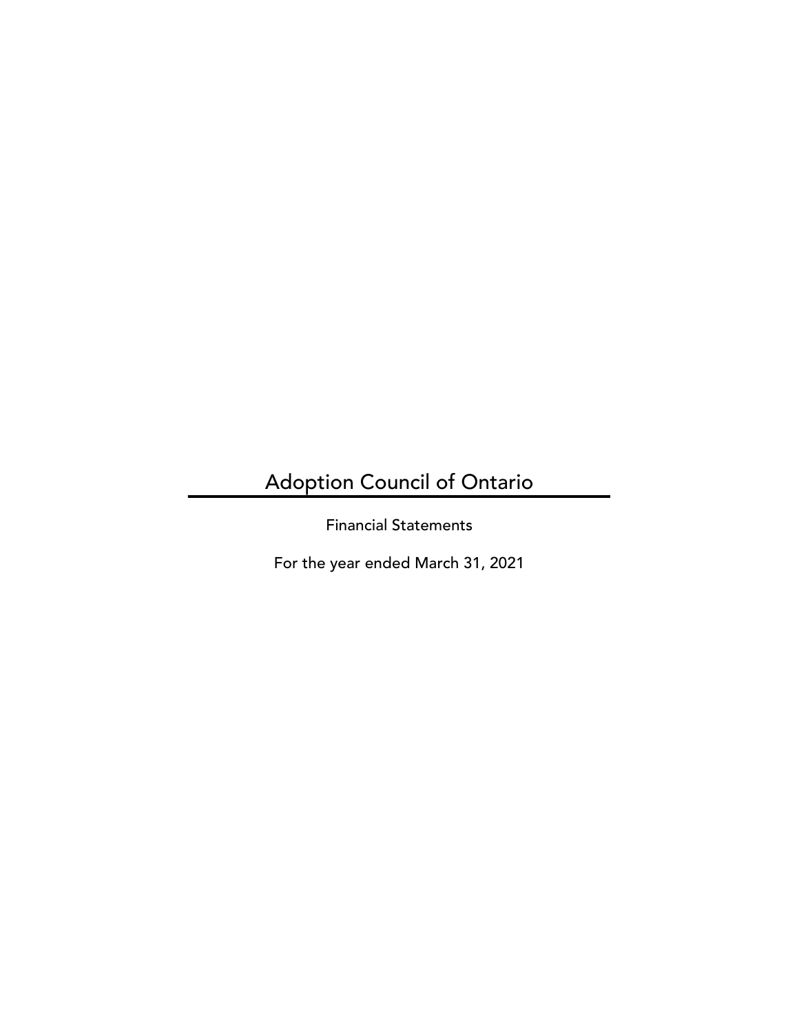# Adoption Council of Ontario

Financial Statements

For the year ended March 31, 2021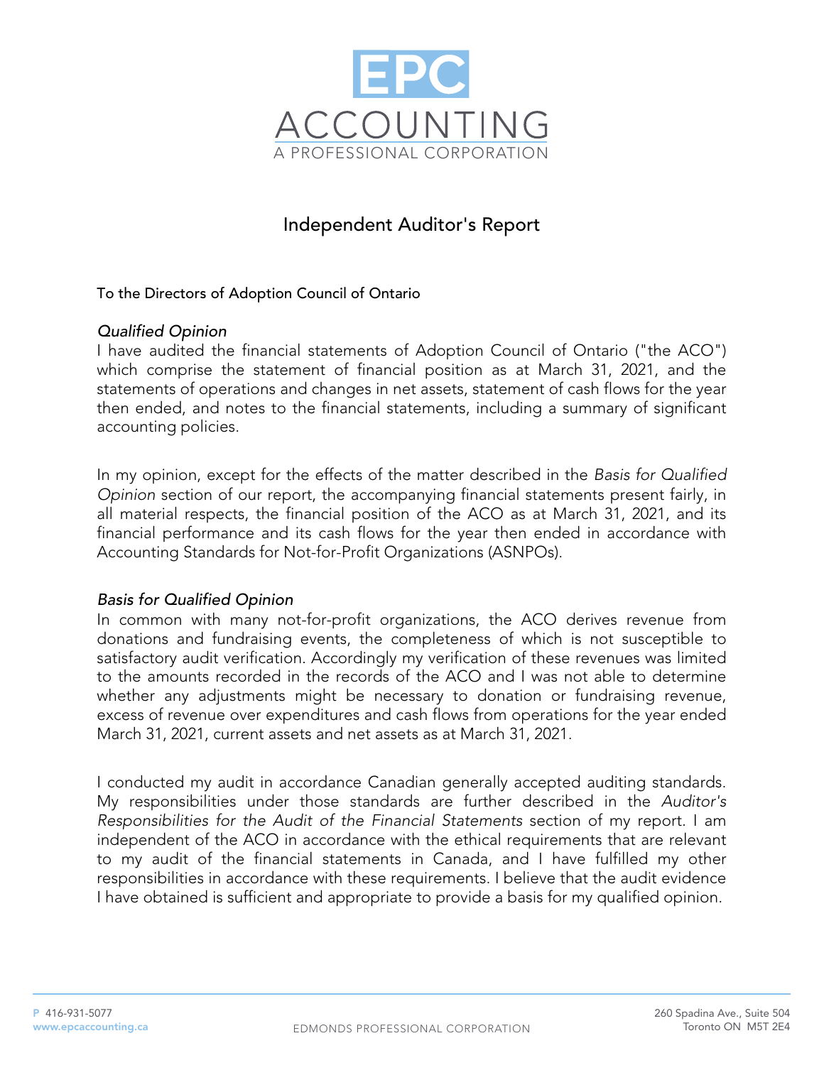# Independent Auditor's Report

To the Directors of Adoption Council of Ontario

*Qualified Opinion*

I have audited the financial statements of Adoption Council of Ontario ("the ACO") which comprise the statement of financial position as at March 31, 2021, and the statements of operations and changes in net assets, statement of cash flows for the year then ended, and notes to the financial statements, including a summary of significant accounting policies.

In my opinion, except for the effects of the matter described in the *Basis for Qualified Opinion* section of our report, the accompanying financial statements present fairly, in all material respects, the financial position of the ACO as at March 31, 2021, and its financial performance and its cash flows for the year then ended in accordance with Accounting Standards for Not-for-Profit Organizations (ASNPOs).

*Basis for Qualified Opinion*

In common with many not-for-profit organizations, the ACO derives revenue from donations and fundraising events, the completeness of which is not susceptible to satisfactory audit verification. Accordingly my verification of these revenues was limited to the amounts recorded in the records of the ACO and I was not able to determine whether any adjustments might be necessary to donation or fundraising revenue, excess of revenue over expenditures and cash flows from operations for the year ended March 31, 2021, current assets and net assets as at March 31, 2021.

I conducted my audit in accordance Canadian generally accepted auditing standards. My responsibilities under those standards are further described in the *Auditor's Responsibilities for the Audit of the Financial Statements* section of my report. I am independent of the ACO in accordance with the ethical requirements that are relevant to my audit of the financial statements in Canada, and I have fulfilled my other responsibilities in accordance with these requirements. I believe that the audit evidence I have obtained is sufficient and appropriate to provide a basis for my qualified opinion.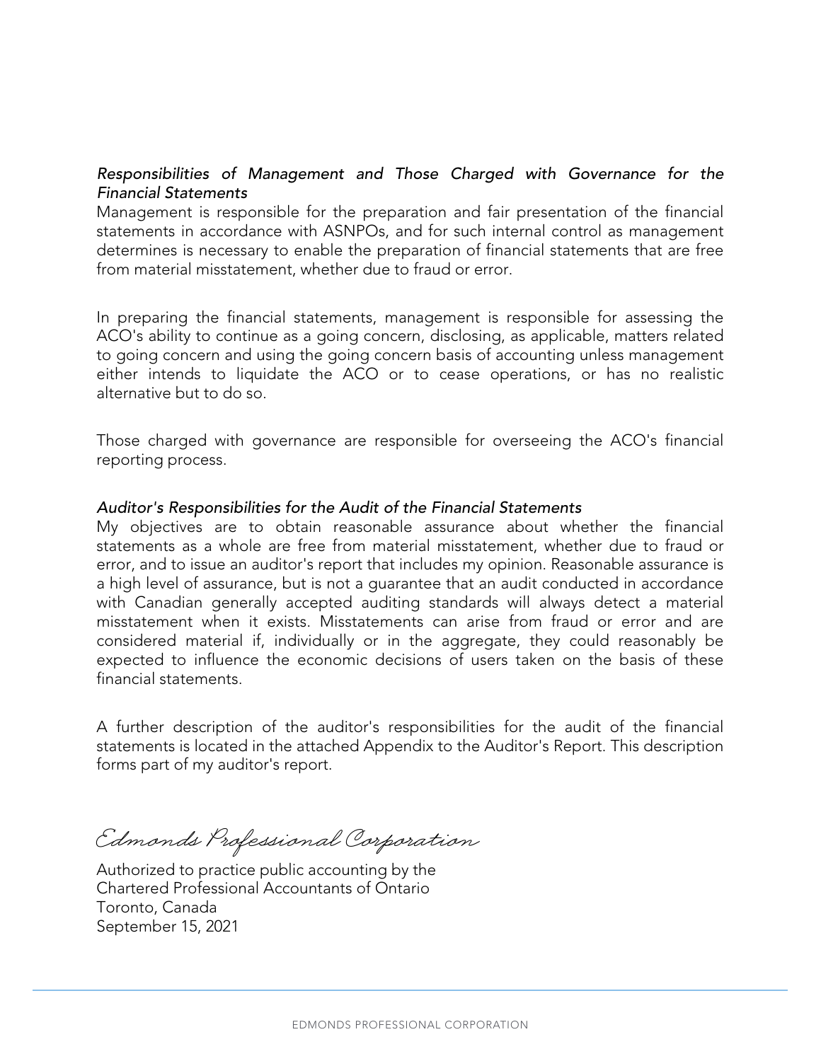*Responsibilities of Management and Those Charged with Governance for the Financial Statements*

Management is responsible for the preparation and fair presentation of the financial statements in accordance with ASNPOs, and for such internal control as management determines is necessary to enable the preparation of financial statements that are free from material misstatement, whether due to fraud or error.

In preparing the financial statements, management is responsible for assessing the ACO's ability to continue as a going concern, disclosing, as applicable, matters related to going concern and using the going concern basis of accounting unless management either intends to liquidate the ACO or to cease operations, or has no realistic alternative but to do so.

Those charged with governance are responsible for overseeing the ACO's financial reporting process.

*Auditor's Responsibilities for the Audit of the Financial Statements*

My objectives are to obtain reasonable assurance about whether the financial statements as a whole are free from material misstatement, whether due to fraud or error, and to issue an auditor's report that includes my opinion. Reasonable assurance is a high level of assurance, but is not a guarantee that an audit conducted in accordance with Canadian generally accepted auditing standards will always detect a material misstatement when it exists. Misstatements can arise from fraud or error and are considered material if, individually or in the aggregate, they could reasonably be expected to influence the economic decisions of users taken on the basis of these financial statements.

A further description of the auditor's responsibilities for the audit of the financial statements is located in the attached Appendix to the Auditor's Report. This description forms part of my auditor's report.

*Edmonds Professional Corporation*

Authorized to practice public accounting by the
Chartered Professional Accountants of Ontario
Toronto, Canada
September 15, 2021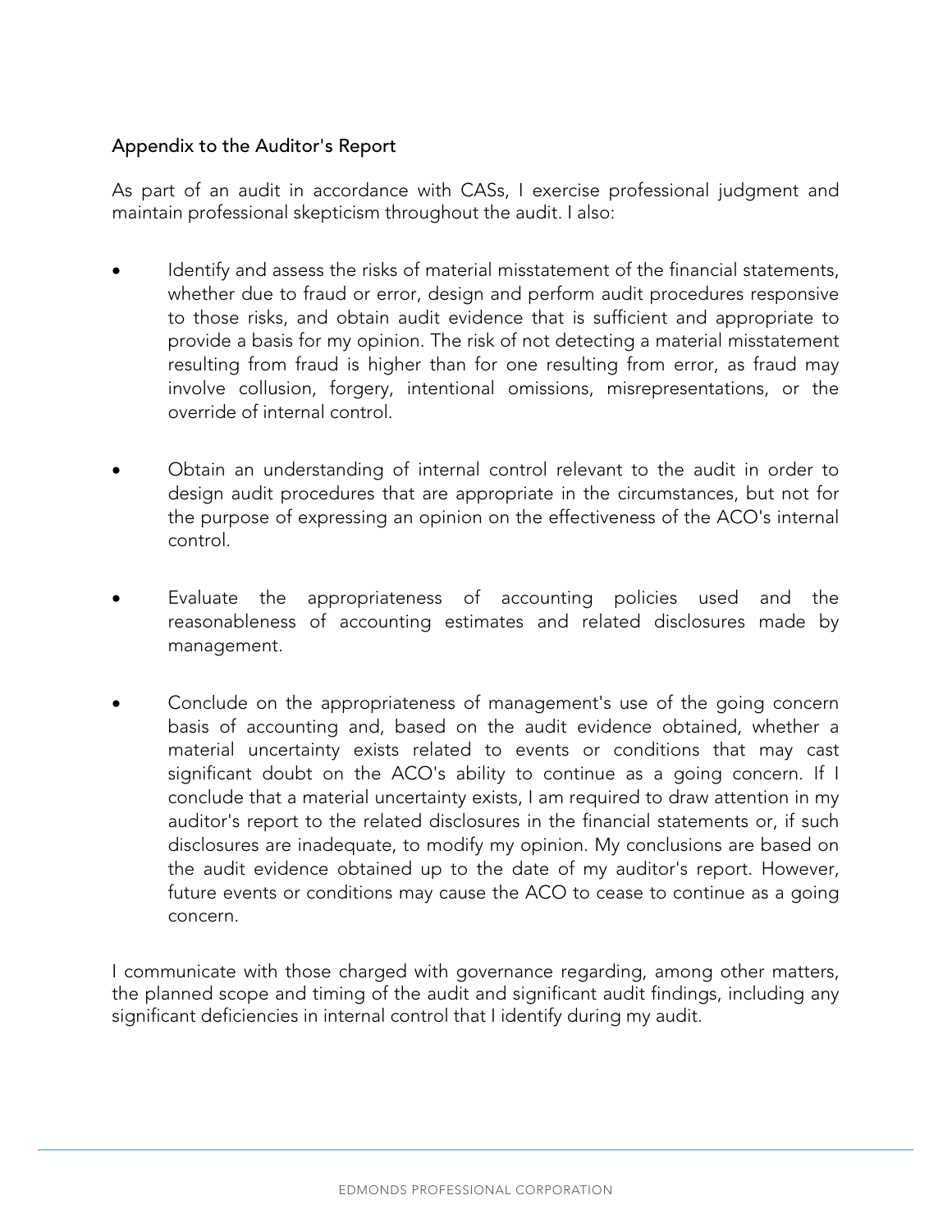## Appendix to the Auditor's Report

As part of an audit in accordance with CASs, I exercise professional judgment and maintain professional skepticism throughout the audit. I also:

- Identify and assess the risks of material misstatement of the financial statements, whether due to fraud or error, design and perform audit procedures responsive to those risks, and obtain audit evidence that is sufficient and appropriate to provide a basis for my opinion. The risk of not detecting a material misstatement resulting from fraud is higher than for one resulting from error, as fraud may involve collusion, forgery, intentional omissions, misrepresentations, or the override of internal control.

- Obtain an understanding of internal control relevant to the audit in order to design audit procedures that are appropriate in the circumstances, but not for the purpose of expressing an opinion on the effectiveness of the ACO's internal control.

- Evaluate the appropriateness of accounting policies used and the reasonableness of accounting estimates and related disclosures made by management.

- Conclude on the appropriateness of management's use of the going concern basis of accounting and, based on the audit evidence obtained, whether a material uncertainty exists related to events or conditions that may cast significant doubt on the ACO's ability to continue as a going concern. If I conclude that a material uncertainty exists, I am required to draw attention in my auditor's report to the related disclosures in the financial statements or, if such disclosures are inadequate, to modify my opinion. My conclusions are based on the audit evidence obtained up to the date of my auditor's report. However, future events or conditions may cause the ACO to cease to continue as a going concern.

I communicate with those charged with governance regarding, among other matters, the planned scope and timing of the audit and significant audit findings, including any significant deficiencies in internal control that I identify during my audit.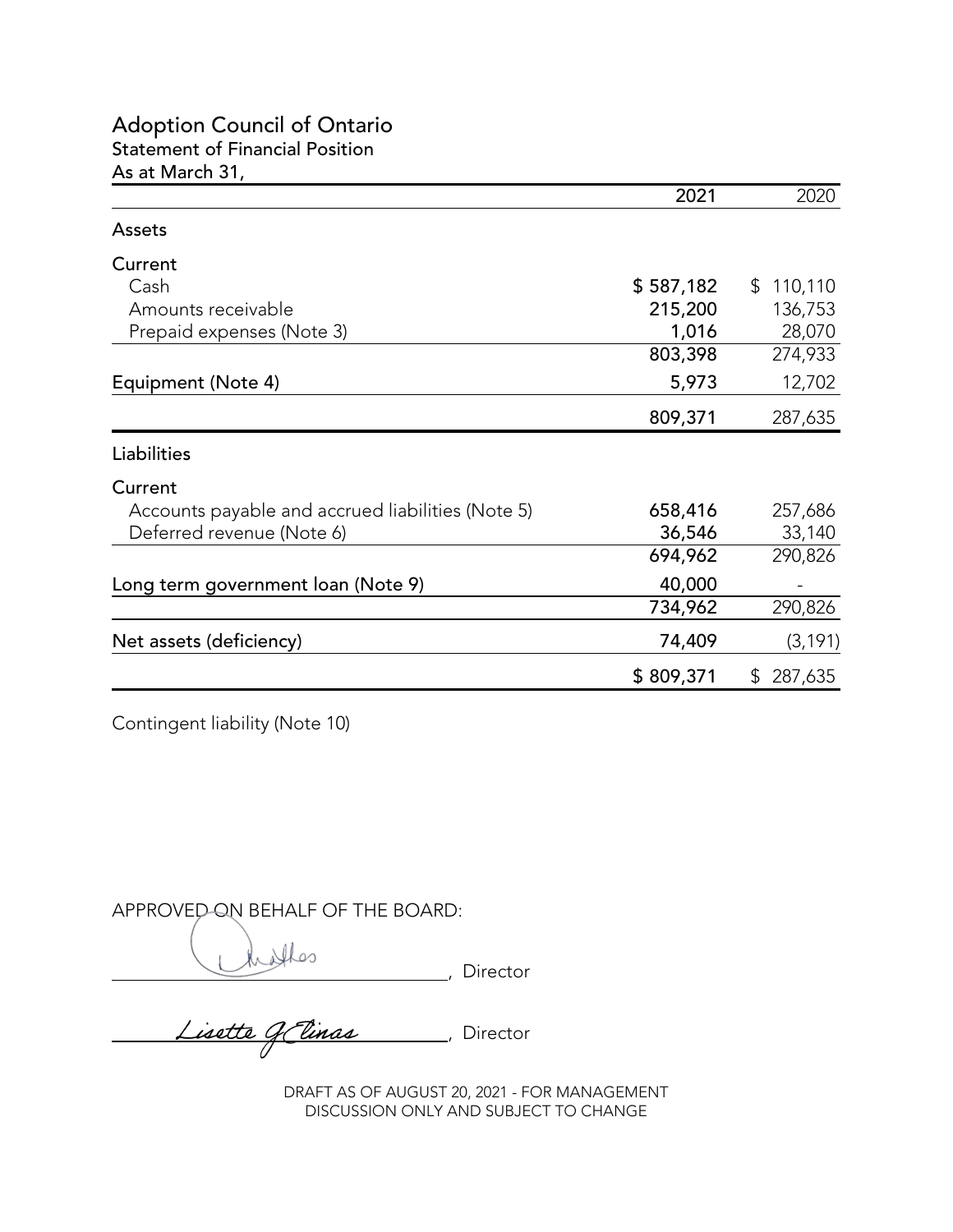# Adoption Council of Ontario

## Statement of Financial Position

As at March 31,

| | 2021 | 2020 |
|---|---|---|
| **Assets** | | |
| **Current** | | |
| Cash | $ 587,182 | $ 110,110 |
| Amounts receivable | 215,200 | 136,753 |
| Prepaid expenses (Note 3) | 1,016 | 28,070 |
| | 803,398 | 274,933 |
| Equipment (Note 4) | 5,973 | 12,702 |
| | 809,371 | 287,635 |
| **Liabilities** | | |
| **Current** | | |
| Accounts payable and accrued liabilities (Note 5) | 658,416 | 257,686 |
| Deferred revenue (Note 6) | 36,546 | 33,140 |
| | 694,962 | 290,826 |
| Long term government loan (Note 9) | 40,000 | - |
| | 734,962 | 290,826 |
| Net assets (deficiency) | 74,409 | (3,191) |
| | $ 809,371 | $ 287,635 |

Contingent liability (Note 10)

APPROVED ON BEHALF OF THE BOARD:

_______________, Director

Lisette Gélinas, Director

DRAFT AS OF AUGUST 20, 2021 - FOR MANAGEMENT DISCUSSION ONLY AND SUBJECT TO CHANGE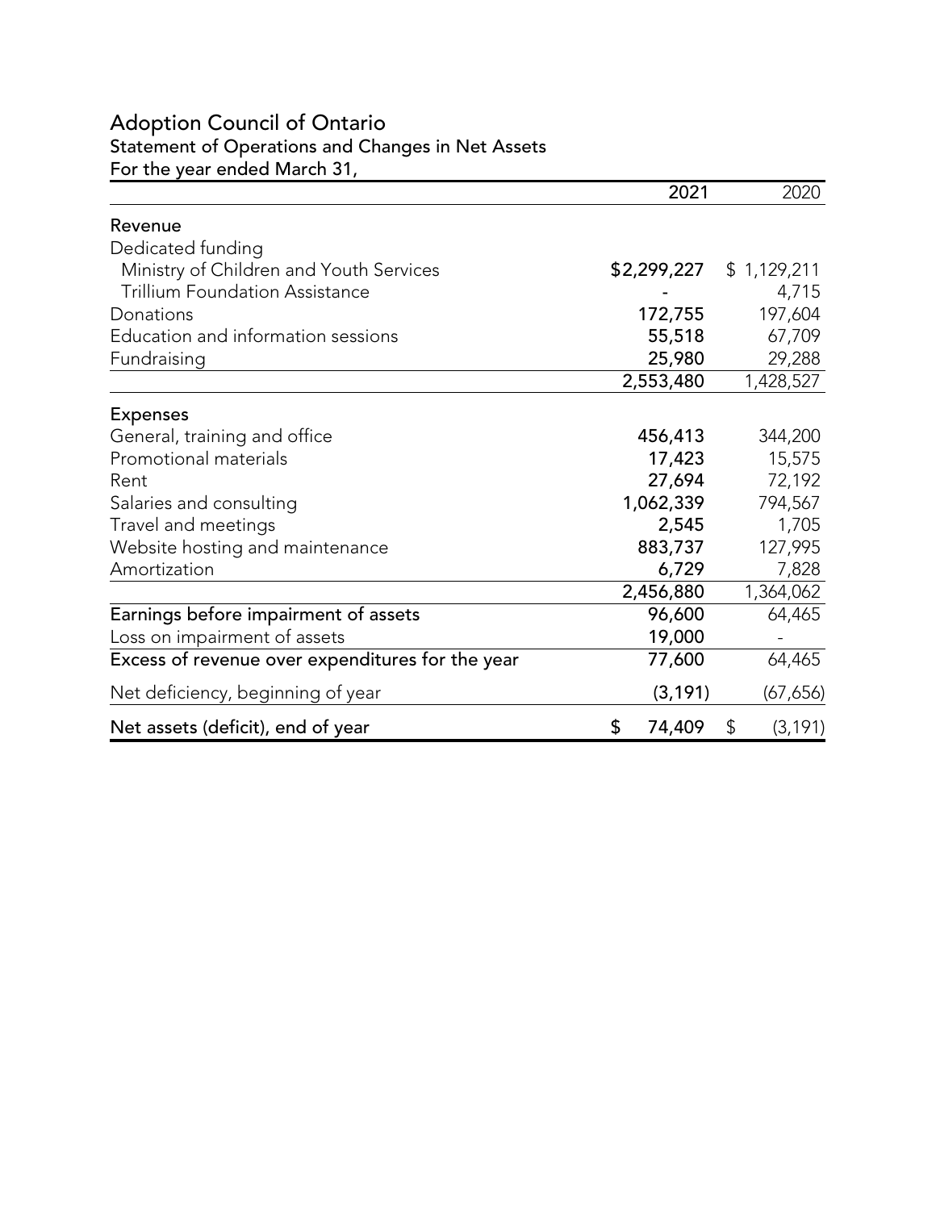# Adoption Council of Ontario

## Statement of Operations and Changes in Net Assets

For the year ended March 31,

| | 2021 | 2020 |
|---|---|---|
| **Revenue** | | |
| Dedicated funding | | |
| Ministry of Children and Youth Services | $2,299,227 | $ 1,129,211 |
| Trillium Foundation Assistance | - | 4,715 |
| Donations | 172,755 | 197,604 |
| Education and information sessions | 55,518 | 67,709 |
| Fundraising | 25,980 | 29,288 |
| | 2,553,480 | 1,428,527 |
| **Expenses** | | |
| General, training and office | 456,413 | 344,200 |
| Promotional materials | 17,423 | 15,575 |
| Rent | 27,694 | 72,192 |
| Salaries and consulting | 1,062,339 | 794,567 |
| Travel and meetings | 2,545 | 1,705 |
| Website hosting and maintenance | 883,737 | 127,995 |
| Amortization | 6,729 | 7,828 |
| | 2,456,880 | 1,364,062 |
| Earnings before impairment of assets | 96,600 | 64,465 |
| Loss on impairment of assets | 19,000 | - |
| Excess of revenue over expenditures for the year | 77,600 | 64,465 |
| Net deficiency, beginning of year | (3,191) | (67,656) |
| Net assets (deficit), end of year | $ 74,409 | $ (3,191) |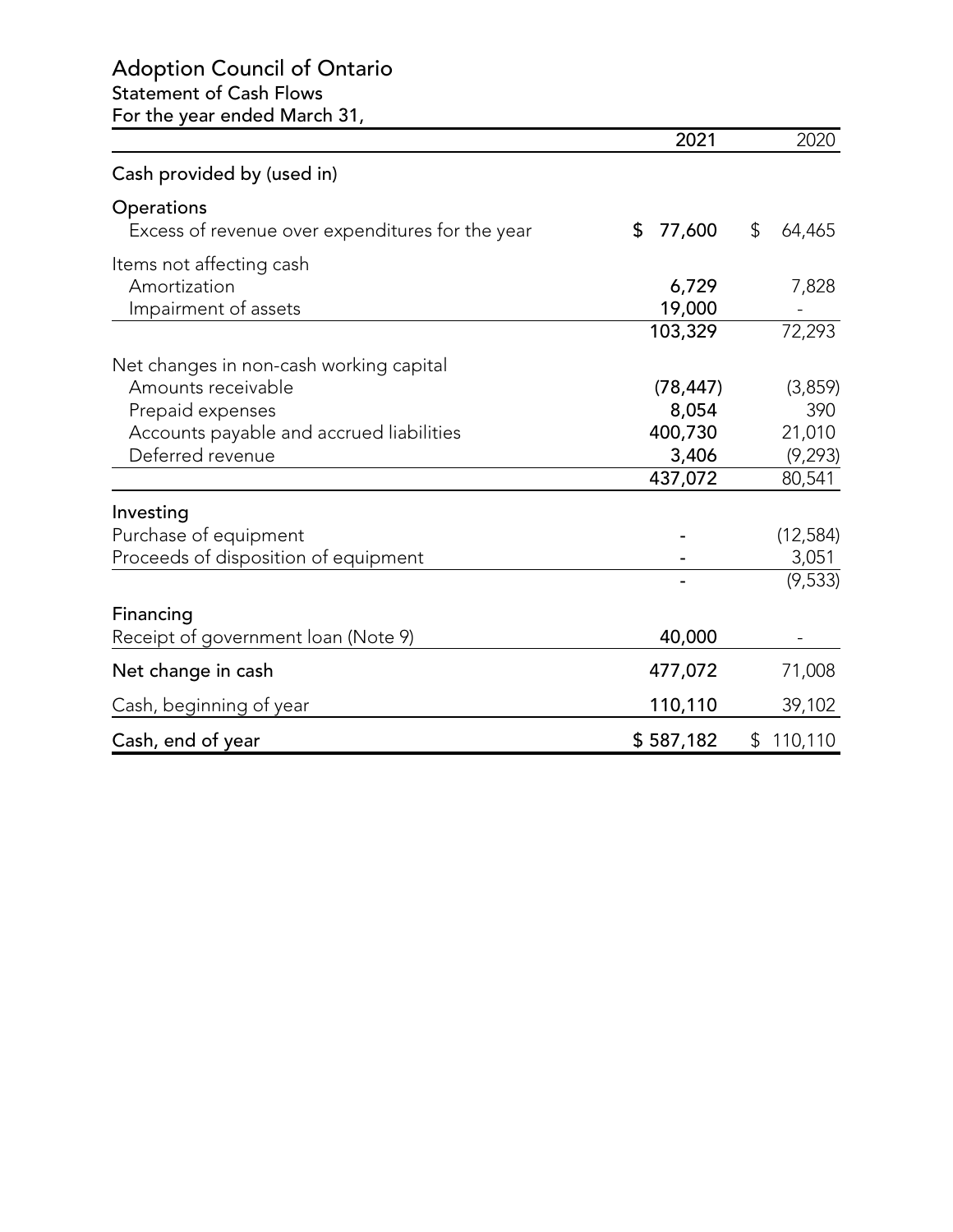# Adoption Council of Ontario

## Statement of Cash Flows

For the year ended March 31,

| | 2021 | 2020 |
|---|---|---|
| **Cash provided by (used in)** | | |
| **Operations** | | |
| Excess of revenue over expenditures for the year | $ 77,600 | $ 64,465 |
| Items not affecting cash | | |
| Amortization | 6,729 | 7,828 |
| Impairment of assets | 19,000 | - |
| | 103,329 | 72,293 |
| Net changes in non-cash working capital | | |
| Amounts receivable | (78,447) | (3,859) |
| Prepaid expenses | 8,054 | 390 |
| Accounts payable and accrued liabilities | 400,730 | 21,010 |
| Deferred revenue | 3,406 | (9,293) |
| | 437,072 | 80,541 |
| **Investing** | | |
| Purchase of equipment | - | (12,584) |
| Proceeds of disposition of equipment | - | 3,051 |
| | - | (9,533) |
| **Financing** | | |
| Receipt of government loan (Note 9) | 40,000 | - |
| **Net change in cash** | 477,072 | 71,008 |
| Cash, beginning of year | 110,110 | 39,102 |
| **Cash, end of year** | $ 587,182 | $ 110,110 |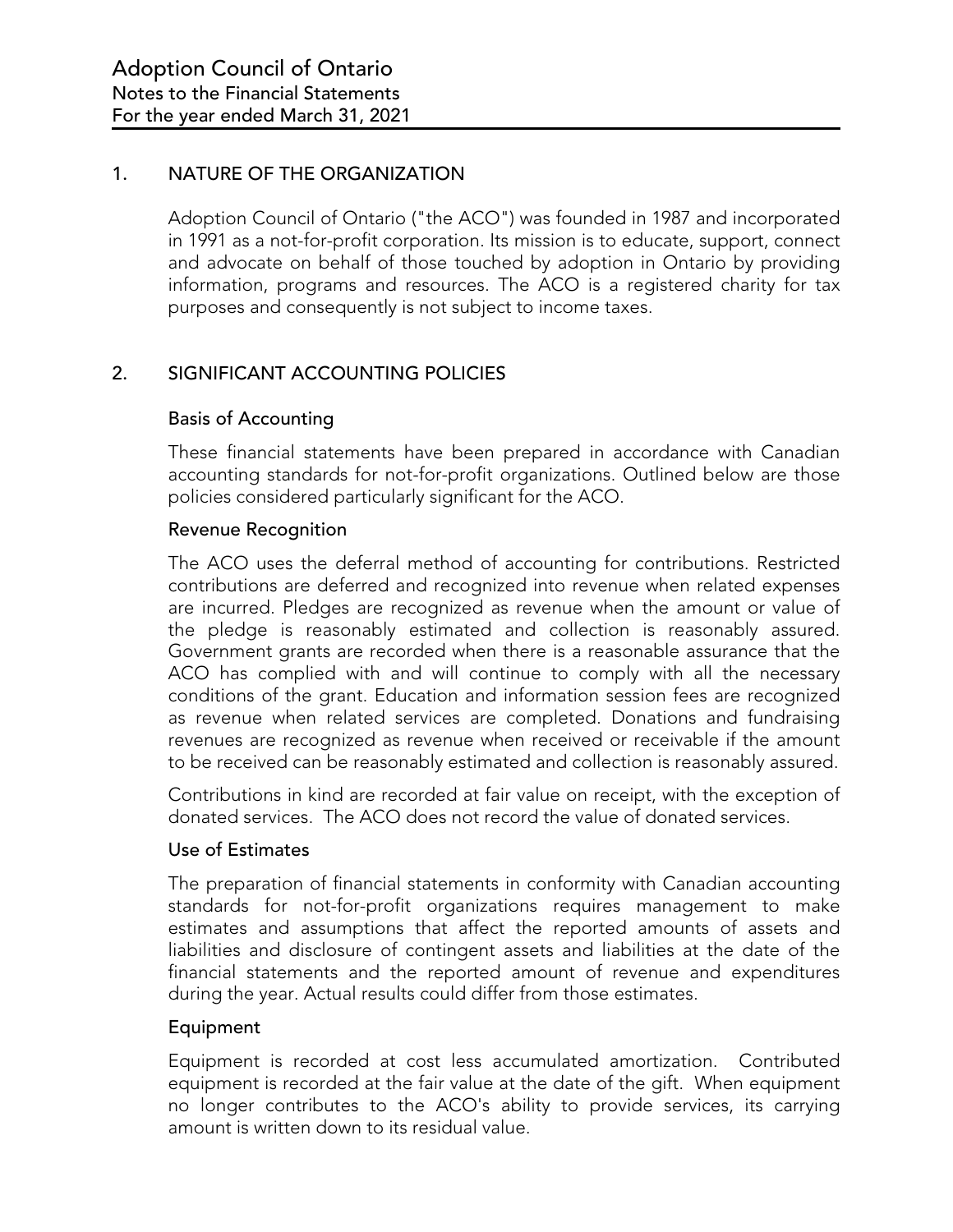# Adoption Council of Ontario
## Notes to the Financial Statements
## For the year ended March 31, 2021

### 1. NATURE OF THE ORGANIZATION

Adoption Council of Ontario ("the ACO") was founded in 1987 and incorporated in 1991 as a not-for-profit corporation. Its mission is to educate, support, connect and advocate on behalf of those touched by adoption in Ontario by providing information, programs and resources. The ACO is a registered charity for tax purposes and consequently is not subject to income taxes.

### 2. SIGNIFICANT ACCOUNTING POLICIES

#### Basis of Accounting

These financial statements have been prepared in accordance with Canadian accounting standards for not-for-profit organizations. Outlined below are those policies considered particularly significant for the ACO.

#### Revenue Recognition

The ACO uses the deferral method of accounting for contributions. Restricted contributions are deferred and recognized into revenue when related expenses are incurred. Pledges are recognized as revenue when the amount or value of the pledge is reasonably estimated and collection is reasonably assured. Government grants are recorded when there is a reasonable assurance that the ACO has complied with and will continue to comply with all the necessary conditions of the grant. Education and information session fees are recognized as revenue when related services are completed. Donations and fundraising revenues are recognized as revenue when received or receivable if the amount to be received can be reasonably estimated and collection is reasonably assured.

Contributions in kind are recorded at fair value on receipt, with the exception of donated services. The ACO does not record the value of donated services.

#### Use of Estimates

The preparation of financial statements in conformity with Canadian accounting standards for not-for-profit organizations requires management to make estimates and assumptions that affect the reported amounts of assets and liabilities and disclosure of contingent assets and liabilities at the date of the financial statements and the reported amount of revenue and expenditures during the year. Actual results could differ from those estimates.

#### Equipment

Equipment is recorded at cost less accumulated amortization. Contributed equipment is recorded at the fair value at the date of the gift. When equipment no longer contributes to the ACO's ability to provide services, its carrying amount is written down to its residual value.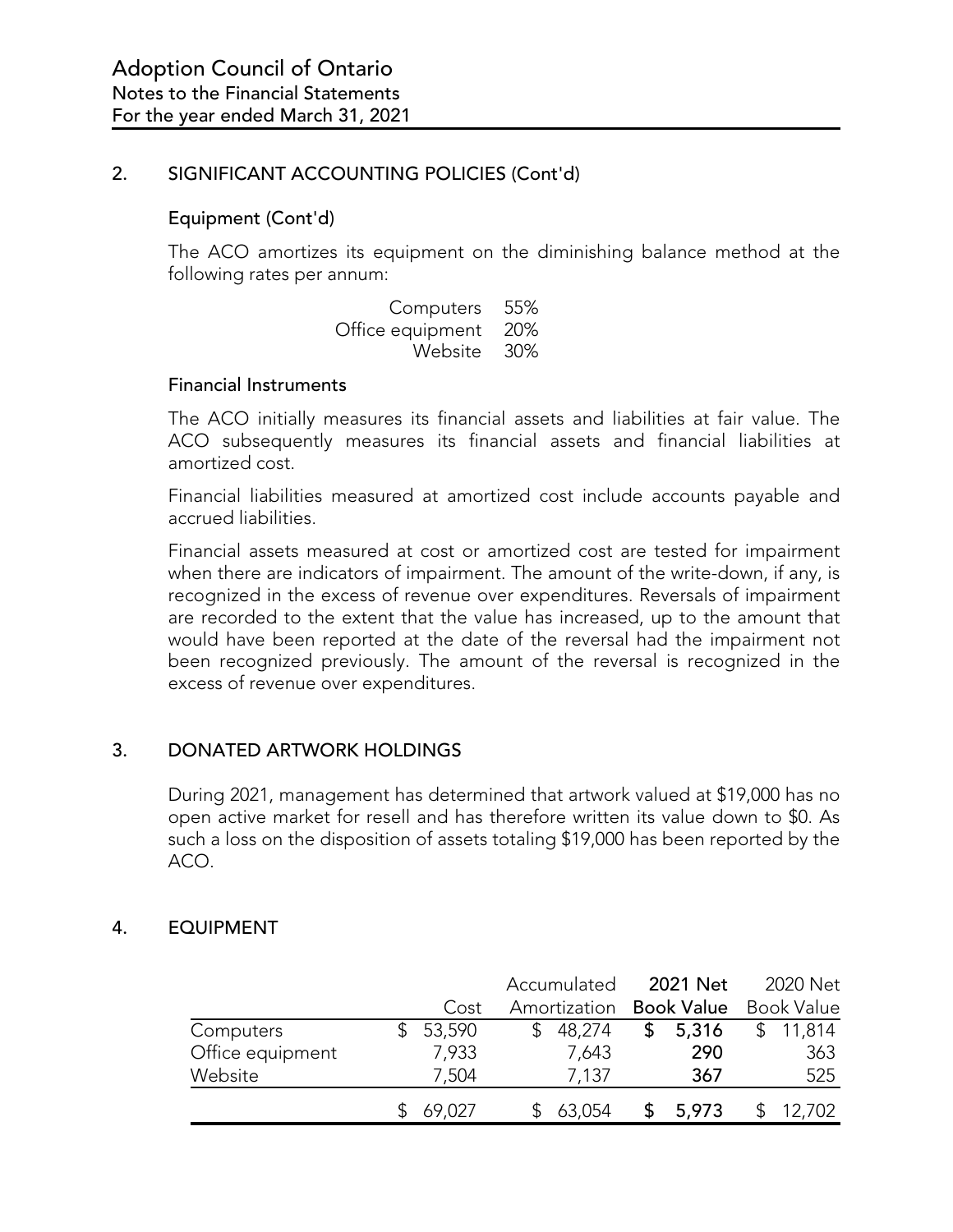# Adoption Council of Ontario
## Notes to the Financial Statements
## For the year ended March 31, 2021

## 2. SIGNIFICANT ACCOUNTING POLICIES (Cont'd)

### Equipment (Cont'd)

The ACO amortizes its equipment on the diminishing balance method at the following rates per annum:

| | |
|---|---|
| Computers | 55% |
| Office equipment | 20% |
| Website | 30% |

### Financial Instruments

The ACO initially measures its financial assets and liabilities at fair value. The ACO subsequently measures its financial assets and financial liabilities at amortized cost.

Financial liabilities measured at amortized cost include accounts payable and accrued liabilities.

Financial assets measured at cost or amortized cost are tested for impairment when there are indicators of impairment. The amount of the write-down, if any, is recognized in the excess of revenue over expenditures. Reversals of impairment are recorded to the extent that the value has increased, up to the amount that would have been reported at the date of the reversal had the impairment not been recognized previously. The amount of the reversal is recognized in the excess of revenue over expenditures.

## 3. DONATED ARTWORK HOLDINGS

During 2021, management has determined that artwork valued at $19,000 has no open active market for resell and has therefore written its value down to $0. As such a loss on the disposition of assets totaling $19,000 has been reported by the ACO.

## 4. EQUIPMENT

| | Cost | Accumulated Amortization | 2021 Net Book Value | 2020 Net Book Value |
|---|---|---|---|---|
| Computers | $ 53,590 | $ 48,274 | **$ 5,316** | $ 11,814 |
| Office equipment | 7,933 | 7,643 | **290** | 363 |
| Website | 7,504 | 7,137 | **367** | 525 |
| | $ 69,027 | $ 63,054 | **$ 5,973** | $ 12,702 |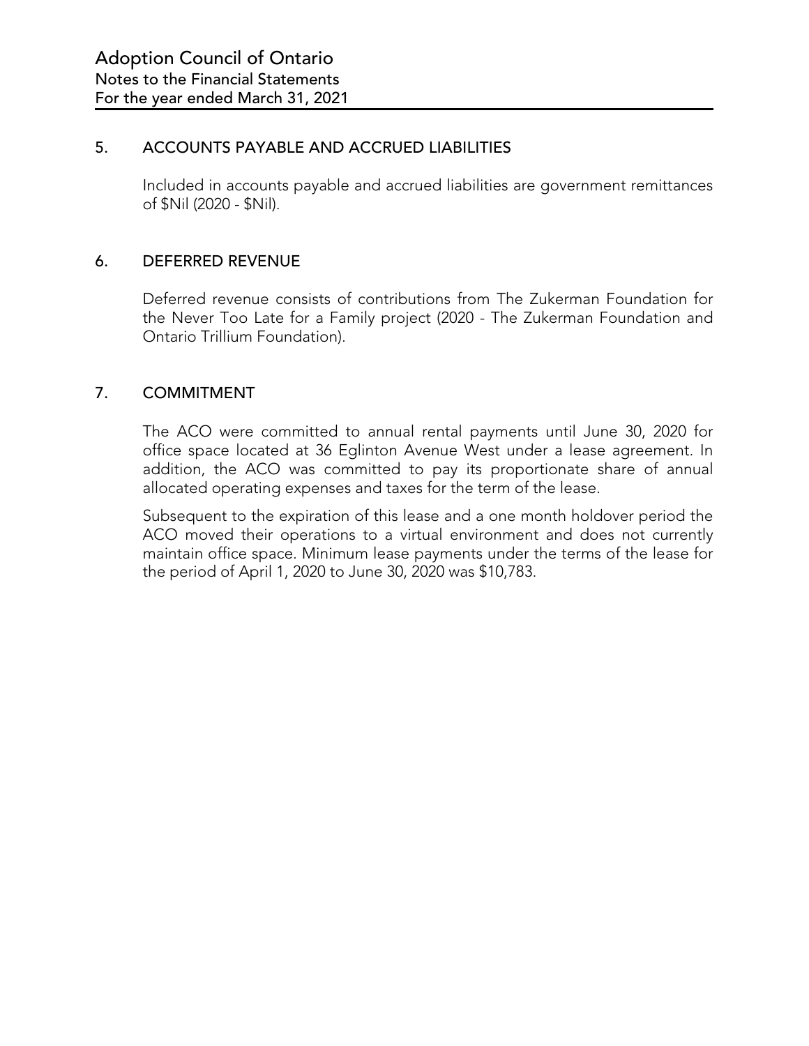# Adoption Council of Ontario

Notes to the Financial Statements
For the year ended March 31, 2021

## 5. ACCOUNTS PAYABLE AND ACCRUED LIABILITIES

Included in accounts payable and accrued liabilities are government remittances of $Nil (2020 - $Nil).

## 6. DEFERRED REVENUE

Deferred revenue consists of contributions from The Zukerman Foundation for the Never Too Late for a Family project (2020 - The Zukerman Foundation and Ontario Trillium Foundation).

## 7. COMMITMENT

The ACO were committed to annual rental payments until June 30, 2020 for office space located at 36 Eglinton Avenue West under a lease agreement. In addition, the ACO was committed to pay its proportionate share of annual allocated operating expenses and taxes for the term of the lease.

Subsequent to the expiration of this lease and a one month holdover period the ACO moved their operations to a virtual environment and does not currently maintain office space. Minimum lease payments under the terms of the lease for the period of April 1, 2020 to June 30, 2020 was $10,783.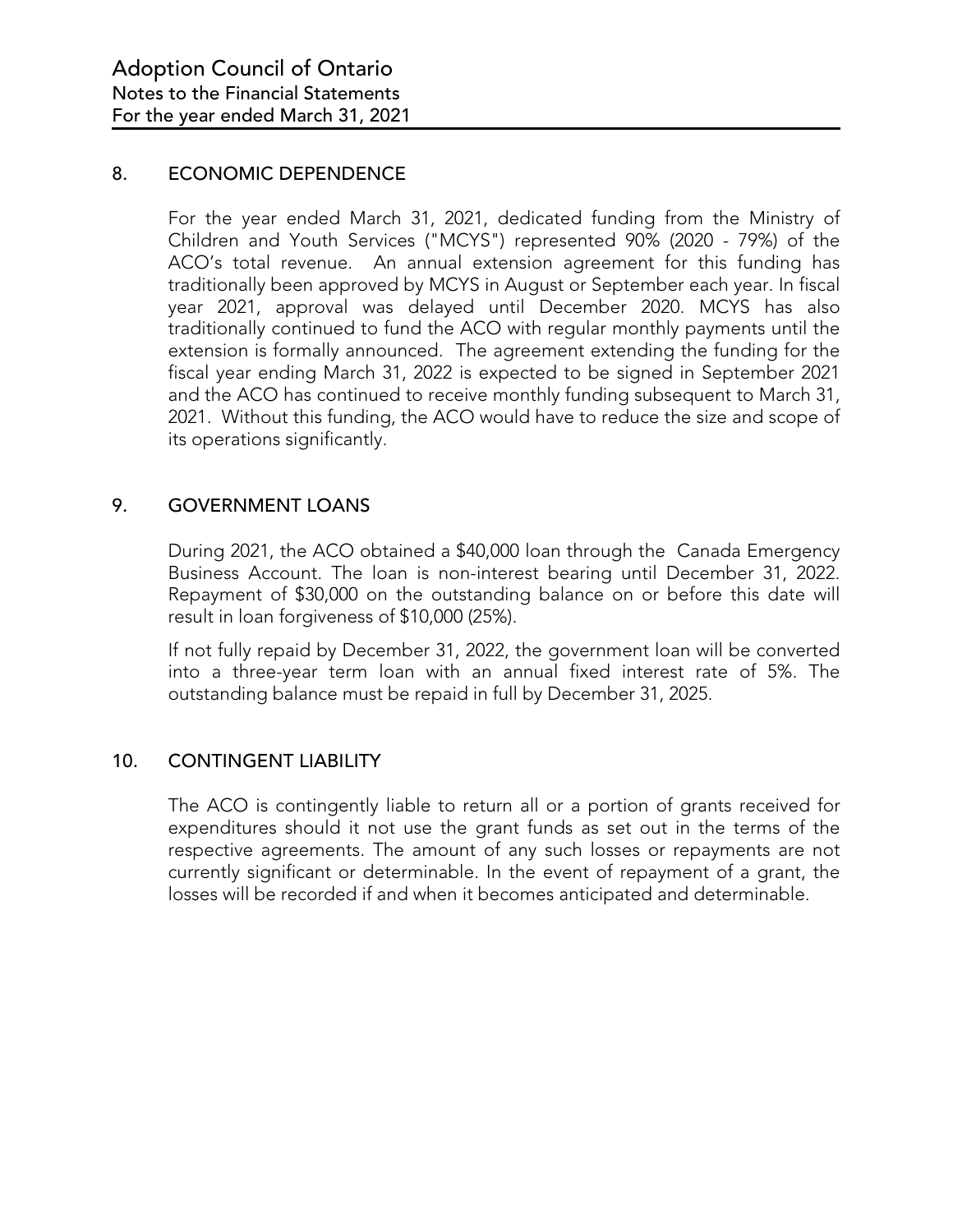## 8. ECONOMIC DEPENDENCE

For the year ended March 31, 2021, dedicated funding from the Ministry of Children and Youth Services ("MCYS") represented 90% (2020 - 79%) of the ACO's total revenue. An annual extension agreement for this funding has traditionally been approved by MCYS in August or September each year. In fiscal year 2021, approval was delayed until December 2020. MCYS has also traditionally continued to fund the ACO with regular monthly payments until the extension is formally announced. The agreement extending the funding for the fiscal year ending March 31, 2022 is expected to be signed in September 2021 and the ACO has continued to receive monthly funding subsequent to March 31, 2021. Without this funding, the ACO would have to reduce the size and scope of its operations significantly.

## 9. GOVERNMENT LOANS

During 2021, the ACO obtained a $40,000 loan through the Canada Emergency Business Account. The loan is non-interest bearing until December 31, 2022. Repayment of $30,000 on the outstanding balance on or before this date will result in loan forgiveness of $10,000 (25%).

If not fully repaid by December 31, 2022, the government loan will be converted into a three-year term loan with an annual fixed interest rate of 5%. The outstanding balance must be repaid in full by December 31, 2025.

## 10. CONTINGENT LIABILITY

The ACO is contingently liable to return all or a portion of grants received for expenditures should it not use the grant funds as set out in the terms of the respective agreements. The amount of any such losses or repayments are not currently significant or determinable. In the event of repayment of a grant, the losses will be recorded if and when it becomes anticipated and determinable.